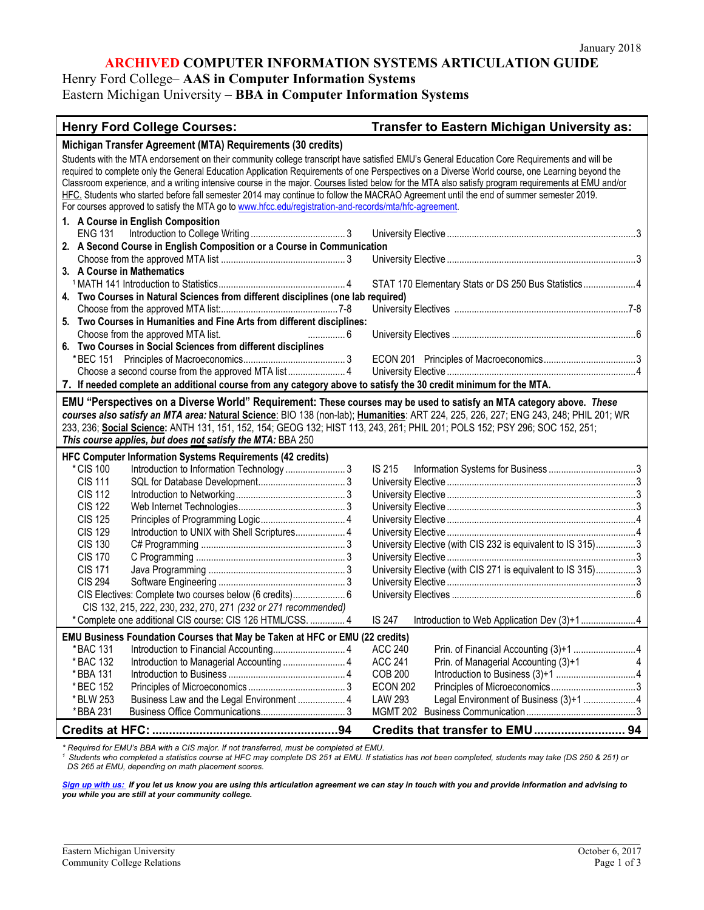January 2018

# ARCHIVED COMPUTER INFORMATION SYSTEMS ARTICULATION GUIDE

Henry Ford College– **AAS in Computer Information Systems**
Eastern Michigan University – **BBA in Computer Information Systems**

| Henry Ford College Courses: | Transfer to Eastern Michigan University as: |
|---|---|
| **Michigan Transfer Agreement (MTA) Requirements (30 credits)** | |
| Students with the MTA endorsement on their community college transcript have satisfied EMU's General Education Core Requirements and will be required to complete only the General Education Application Requirements of one Perspectives on a Diverse World course, one Learning beyond the Classroom experience, and a writing intensive course in the major. Courses listed below for the MTA also satisfy program requirements at EMU and/or HFC. Students who started before fall semester 2014 may continue to follow the MACRAO Agreement until the end of summer semester 2019. For courses approved to satisfy the MTA go to www.hfcc.edu/registration-and-records/mta/hfc-agreement. | |
| **1. A Course in English Composition** | |
| ENG 131 Introduction to College Writing ... 3 | University Elective ... 3 |
| **2. A Second Course in English Composition or a Course in Communication** | |
| Choose from the approved MTA list ... 3 | University Elective ... 3 |
| **3. A Course in Mathematics** | |
| [1] MATH 141 Introduction to Statistics ... 4 | STAT 170 Elementary Stats or DS 250 Bus Statistics ... 4 |
| **4. Two Courses in Natural Sciences from different disciplines (one lab required)** | |
| Choose from the approved MTA list: ... 7-8 | University Electives ... 7-8 |
| **5. Two Courses in Humanities and Fine Arts from different disciplines:** | |
| Choose from the approved MTA list. ... 6 | University Electives ... 6 |
| **6. Two Courses in Social Sciences from different disciplines** | |
| *BEC 151 Principles of Macroeconomics ... 3 | ECON 201 Principles of Macroeconomics ... 3 |
| Choose a second course from the approved MTA list ... 4 | University Elective ... 4 |
| **7. If needed complete an additional course from any category above to satisfy the 30 credit minimum for the MTA.** | |
| **EMU "Perspectives on a Diverse World" Requirement: These courses may be used to satisfy an MTA category above.** ***These courses also satisfy an MTA area:*** **Natural Science**: BIO 138 (non-lab); **Humanities**: ART 224, 225, 226, 227; ENG 243, 248; PHIL 201; WR 233, 236; **Social Science:** ANTH 131, 151, 152, 154; GEOG 132; HIST 113, 243, 261; PHIL 201; POLS 152; PSY 296; SOC 152, 251; ***This course applies, but does not satisfy the MTA:*** BBA 250 | |
| **HFC Computer Information Systems Requirements (42 credits)** | |
| *CIS 100 Introduction to Information Technology ... 3 | IS 215 Information Systems for Business ... 3 |
| CIS 111 SQL for Database Development ... 3 | University Elective ... 3 |
| CIS 112 Introduction to Networking ... 3 | University Elective ... 3 |
| CIS 122 Web Internet Technologies ... 3 | University Elective ... 3 |
| CIS 125 Principles of Programming Logic ... 4 | University Elective ... 4 |
| CIS 129 Introduction to UNIX with Shell Scriptures ... 4 | University Elective ... 4 |
| CIS 130 C# Programming ... 3 | University Elective (with CIS 232 is equivalent to IS 315) ... 3 |
| CIS 170 C Programming ... 3 | University Elective ... 3 |
| CIS 171 Java Programming ... 3 | University Elective (with CIS 271 is equivalent to IS 315) ... 3 |
| CIS 294 Software Engineering ... 3 | University Elective ... 3 |
| CIS Electives: Complete two courses below (6 credits) ... 6<br>CIS 132, 215, 222, 230, 232, 270, 271 *(232 or 271 recommended)* | University Electives ... 6 |
| *Complete one additional CIS course: CIS 126 HTML/CSS. ... 4 | IS 247 Introduction to Web Application Dev (3)+1 ... 4 |
| **EMU Business Foundation Courses that May be Taken at HFC or EMU (22 credits)** | |
| *BAC 131 Introduction to Financial Accounting ... 4 | ACC 240 Prin. of Financial Accounting (3)+1 ... 4 |
| *BAC 132 Introduction to Managerial Accounting ... 4 | ACC 241 Prin. of Managerial Accounting (3)+1 ... 4 |
| *BBA 131 Introduction to Business ... 4 | COB 200 Introduction to Business (3)+1 ... 4 |
| *BEC 152 Principles of Microeconomics ... 3 | ECON 202 Principles of Microeconomics ... 3 |
| *BLW 253 Business Law and the Legal Environment ... 4 | LAW 293 Legal Environment of Business (3)+1 ... 4 |
| *BBA 231 Business Office Communications ... 3 | MGMT 202 Business Communication ... 3 |
| **Credits at HFC: ... 94** | **Credits that transfer to EMU ... 94** |

*\* Required for EMU's BBA with a CIS major. If not transferred, must be completed at EMU.*

*[1] Students who completed a statistics course at HFC may complete DS 251 at EMU. If statistics has not been completed, students may take (DS 250 & 251) or DS 265 at EMU, depending on math placement scores.*

***Sign up with us:** If you let us know you are using this articulation agreement we can stay in touch with you and provide information and advising to you while you are still at your community college.*

Eastern Michigan University
Community College Relations

October 6, 2017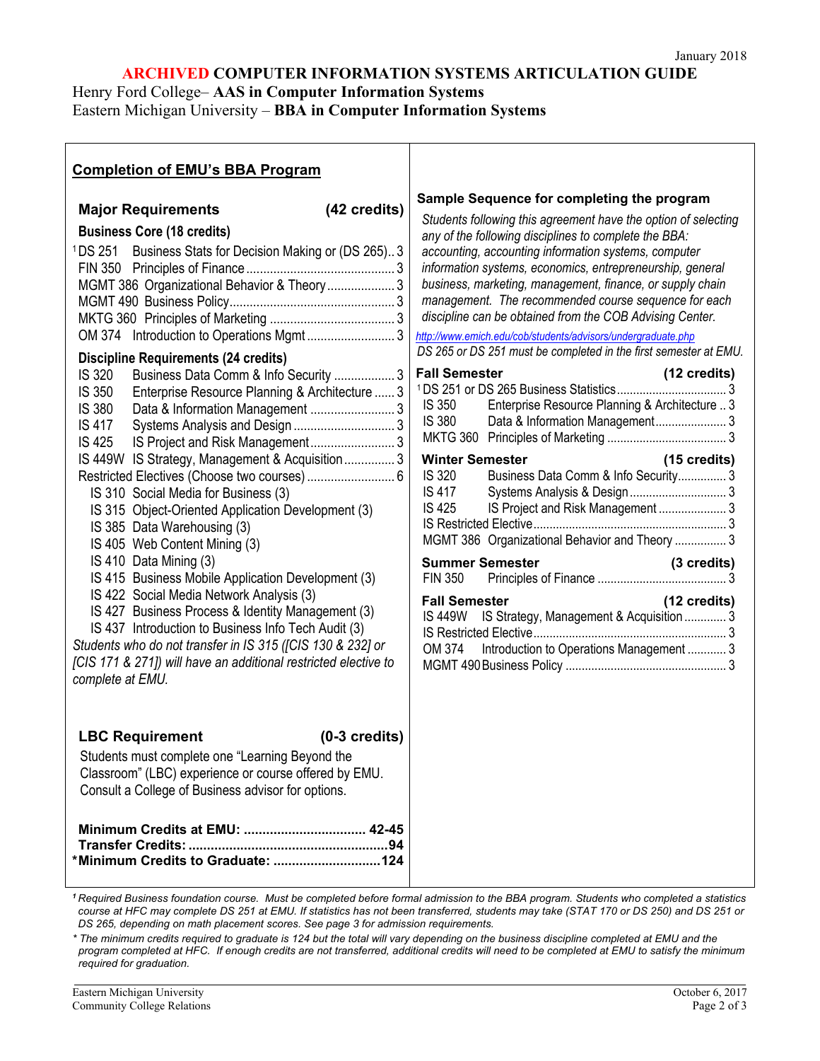January 2018

**ARCHIVED COMPUTER INFORMATION SYSTEMS ARTICULATION GUIDE**

Henry Ford College– **AAS in Computer Information Systems**

Eastern Michigan University – **BBA in Computer Information Systems**

## Completion of EMU's BBA Program

### Major Requirements (42 credits)

**Business Core (18 credits)**

| Course | Title | Credits |
|---|---|---|
| [1]DS 251 | Business Stats for Decision Making or (DS 265) | 3 |
| FIN 350 | Principles of Finance | 3 |
| MGMT 386 | Organizational Behavior & Theory | 3 |
| MGMT 490 | Business Policy | 3 |
| MKTG 360 | Principles of Marketing | 3 |
| OM 374 | Introduction to Operations Mgmt | 3 |

**Discipline Requirements (24 credits)**

| Course | Title | Credits |
|---|---|---|
| IS 320 | Business Data Comm & Info Security | 3 |
| IS 350 | Enterprise Resource Planning & Architecture | 3 |
| IS 380 | Data & Information Management | 3 |
| IS 417 | Systems Analysis and Design | 3 |
| IS 425 | IS Project and Risk Management | 3 |
| IS 449W | IS Strategy, Management & Acquisition | 3 |
| Restricted Electives (Choose two courses) | | 6 |

- IS 310 Social Media for Business (3)
- IS 315 Object-Oriented Application Development (3)
- IS 385 Data Warehousing (3)
- IS 405 Web Content Mining (3)
- IS 410 Data Mining (3)
- IS 415 Business Mobile Application Development (3)
- IS 422 Social Media Network Analysis (3)
- IS 427 Business Process & Identity Management (3)
- IS 437 Introduction to Business Info Tech Audit (3)

*Students who do not transfer in IS 315 ([CIS 130 & 232] or [CIS 171 & 271]) will have an additional restricted elective to complete at EMU.*

### LBC Requirement (0-3 credits)

Students must complete one "Learning Beyond the Classroom" (LBC) experience or course offered by EMU. Consult a College of Business advisor for options.

**Minimum Credits at EMU: 42-45**
**Transfer Credits: 94**
**\*Minimum Credits to Graduate: 124**

### Sample Sequence for completing the program

*Students following this agreement have the option of selecting any of the following disciplines to complete the BBA: accounting, accounting information systems, computer information systems, economics, entrepreneurship, general business, marketing, management, finance, or supply chain management. The recommended course sequence for each discipline can be obtained from the COB Advising Center.*

http://www.emich.edu/cob/students/advisors/undergraduate.php

*DS 265 or DS 251 must be completed in the first semester at EMU.*

**Fall Semester (12 credits)**

| Course | Title | Credits |
|---|---|---|
| [1]DS 251 or DS 265 | Business Statistics | 3 |
| IS 350 | Enterprise Resource Planning & Architecture | 3 |
| IS 380 | Data & Information Management | 3 |
| MKTG 360 | Principles of Marketing | 3 |

**Winter Semester (15 credits)**

| Course | Title | Credits |
|---|---|---|
| IS 320 | Business Data Comm & Info Security | 3 |
| IS 417 | Systems Analysis & Design | 3 |
| IS 425 | IS Project and Risk Management | 3 |
| IS Restricted Elective | | 3 |
| MGMT 386 | Organizational Behavior and Theory | 3 |

**Summer Semester (3 credits)**

| Course | Title | Credits |
|---|---|---|
| FIN 350 | Principles of Finance | 3 |

**Fall Semester (12 credits)**

| Course | Title | Credits |
|---|---|---|
| IS 449W | IS Strategy, Management & Acquisition | 3 |
| IS Restricted Elective | | 3 |
| OM 374 | Introduction to Operations Management | 3 |
| MGMT 490 | Business Policy | 3 |

*[1] Required Business foundation course. Must be completed before formal admission to the BBA program. Students who completed a statistics course at HFC may complete DS 251 at EMU. If statistics has not been transferred, students may take (STAT 170 or DS 250) and DS 251 or DS 265, depending on math placement scores. See page 3 for admission requirements.*

*\* The minimum credits required to graduate is 124 but the total will vary depending on the business discipline completed at EMU and the program completed at HFC. If enough credits are not transferred, additional credits will need to be completed at EMU to satisfy the minimum required for graduation.*

Eastern Michigan University
Community College Relations

October 6, 2017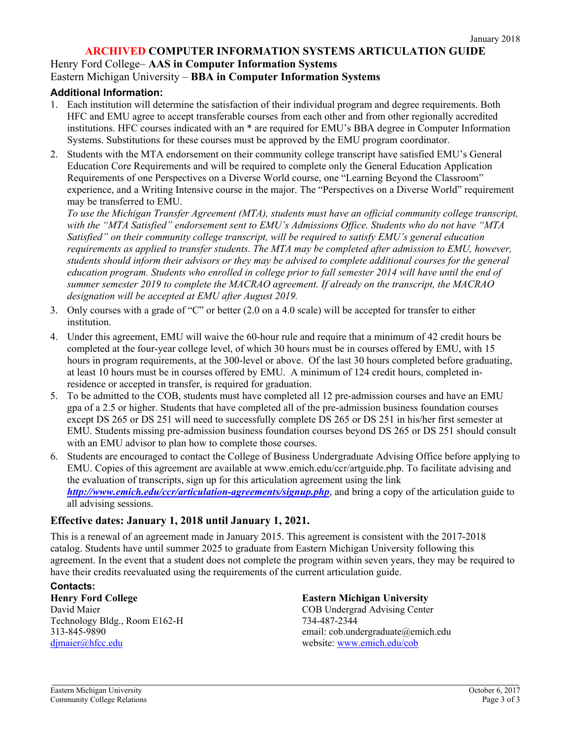January 2018

# ARCHIVED COMPUTER INFORMATION SYSTEMS ARTICULATION GUIDE

Henry Ford College– **AAS in Computer Information Systems**
Eastern Michigan University – **BBA in Computer Information Systems**

### Additional Information:

1. Each institution will determine the satisfaction of their individual program and degree requirements. Both HFC and EMU agree to accept transferable courses from each other and from other regionally accredited institutions. HFC courses indicated with an * are required for EMU's BBA degree in Computer Information Systems. Substitutions for these courses must be approved by the EMU program coordinator.
2. Students with the MTA endorsement on their community college transcript have satisfied EMU's General Education Core Requirements and will be required to complete only the General Education Application Requirements of one Perspectives on a Diverse World course, one "Learning Beyond the Classroom" experience, and a Writing Intensive course in the major. The "Perspectives on a Diverse World" requirement may be transferred to EMU.
   *To use the Michigan Transfer Agreement (MTA), students must have an official community college transcript, with the "MTA Satisfied" endorsement sent to EMU's Admissions Office. Students who do not have "MTA Satisfied" on their community college transcript, will be required to satisfy EMU's general education requirements as applied to transfer students. The MTA may be completed after admission to EMU, however, students should inform their advisors or they may be advised to complete additional courses for the general education program. Students who enrolled in college prior to fall semester 2014 will have until the end of summer semester 2019 to complete the MACRAO agreement. If already on the transcript, the MACRAO designation will be accepted at EMU after August 2019.*
3. Only courses with a grade of "C" or better (2.0 on a 4.0 scale) will be accepted for transfer to either institution.
4. Under this agreement, EMU will waive the 60-hour rule and require that a minimum of 42 credit hours be completed at the four-year college level, of which 30 hours must be in courses offered by EMU, with 15 hours in program requirements, at the 300-level or above. Of the last 30 hours completed before graduating, at least 10 hours must be in courses offered by EMU. A minimum of 124 credit hours, completed in-residence or accepted in transfer, is required for graduation.
5. To be admitted to the COB, students must have completed all 12 pre-admission courses and have an EMU gpa of a 2.5 or higher. Students that have completed all of the pre-admission business foundation courses except DS 265 or DS 251 will need to successfully complete DS 265 or DS 251 in his/her first semester at EMU. Students missing pre-admission business foundation courses beyond DS 265 or DS 251 should consult with an EMU advisor to plan how to complete those courses.
6. Students are encouraged to contact the College of Business Undergraduate Advising Office before applying to EMU. Copies of this agreement are available at www.emich.edu/ccr/artguide.php. To facilitate advising and the evaluation of transcripts, sign up for this articulation agreement using the link ***http://www.emich.edu/ccr/articulation-agreements/signup.php***, and bring a copy of the articulation guide to all advising sessions.

## Effective dates: January 1, 2018 until January 1, 2021.

This is a renewal of an agreement made in January 2015. This agreement is consistent with the 2017-2018 catalog. Students have until summer 2025 to graduate from Eastern Michigan University following this agreement. In the event that a student does not complete the program within seven years, they may be required to have their credits reevaluated using the requirements of the current articulation guide.

### Contacts:

**Henry Ford College**
David Maier
Technology Bldg., Room E162-H
313-845-9890
djmaier@hfcc.edu

**Eastern Michigan University**
COB Undergrad Advising Center
734-487-2344
email: cob.undergraduate@emich.edu
website: www.emich.edu/cob

Eastern Michigan University
Community College Relations

October 6, 2017